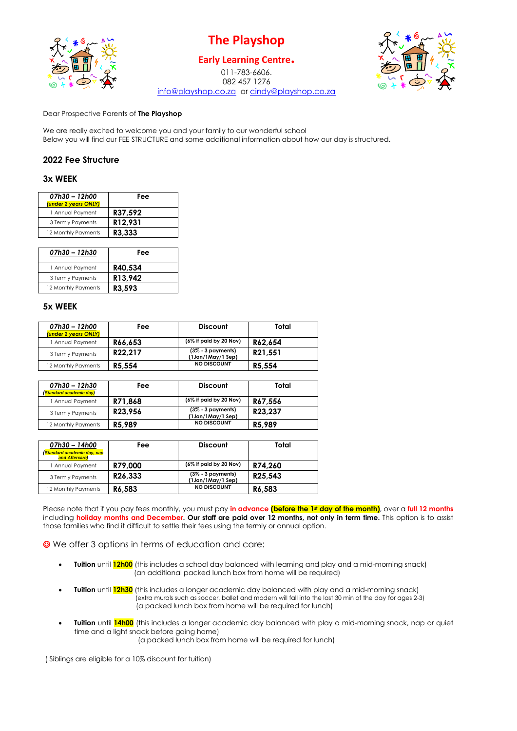# The Playshop

## Early Learning Centre.

011-783-6606.
082 457 1276
info@playshop.co.za or cindy@playshop.co.za

Dear Prospective Parents of **The Playshop**

We are really excited to welcome you and your family to our wonderful school
Below you will find our FEE STRUCTURE and some additional information about how our day is structured.

## 2022 Fee Structure

### 3x WEEK

| ***07h30 – 12h00*** *(under 2 years ONLY)* | **Fee** |
|---|---|
| 1 Annual Payment | **R37,592** |
| 3 Termly Payments | **R12,931** |
| 12 Monthly Payments | **R3,333** |

| ***07h30 – 12h30*** | **Fee** |
|---|---|
| 1 Annual Payment | **R40,534** |
| 3 Termly Payments | **R13,942** |
| 12 Monthly Payments | **R3,593** |

### 5x WEEK

| ***07h30 – 12h00*** *(under 2 years ONLY)* | **Fee** | **Discount** | **Total** |
|---|---|---|---|
| 1 Annual Payment | **R66,653** | **(6% if paid by 20 Nov)** | **R62,654** |
| 3 Termly Payments | **R22,217** | **(3% - 3 payments) (1Jan/1May/1 Sep)** | **R21,551** |
| 12 Monthly Payments | **R5,554** | **NO DISCOUNT** | **R5,554** |

| ***07h30 – 12h30*** *(Standard academic day)* | **Fee** | **Discount** | **Total** |
|---|---|---|---|
| 1 Annual Payment | **R71,868** | **(6% if paid by 20 Nov)** | **R67,556** |
| 3 Termly Payments | **R23,956** | **(3% - 3 payments) (1Jan/1May/1 Sep)** | **R23,237** |
| 12 Monthly Payments | **R5,989** | **NO DISCOUNT** | **R5,989** |

| ***07h30 – 14h00*** *(Standard academic day, nap and Aftercare)* | **Fee** | **Discount** | **Total** |
|---|---|---|---|
| 1 Annual Payment | **R79,000** | **(6% if paid by 20 Nov)** | **R74,260** |
| 3 Termly Payments | **R26,333** | **(3% - 3 payments) (1Jan/1May/1 Sep)** | **R25,543** |
| 12 Monthly Payments | **R6,583** | **NO DISCOUNT** | **R6,583** |

Please note that if you pay fees monthly, you must pay **in advance** **(before the 1st day of the month)**, over a **full 12 months** including **holiday months and December**. **Our staff are paid over 12 months, not only in term time.** This option is to assist those families who find it difficult to settle their fees using the termly or annual option.

☺ We offer 3 options in terms of education and care:

- **Tuition** until **12h00** (this includes a school day balanced with learning and play and a mid-morning snack) (an additional packed lunch box from home will be required)
- **Tuition** until **12h30** (this includes a longer academic day balanced with play and a mid-morning snack) (extra murals such as soccer, ballet and modern will fall into the last 30 min of the day for ages 2-3) (a packed lunch box from home will be required for lunch)
- **Tuition** until **14h00** (this includes a longer academic day balanced with play a mid-morning snack, nap or quiet time and a light snack before going home) (a packed lunch box from home will be required for lunch)

( Siblings are eligible for a 10% discount for tuition)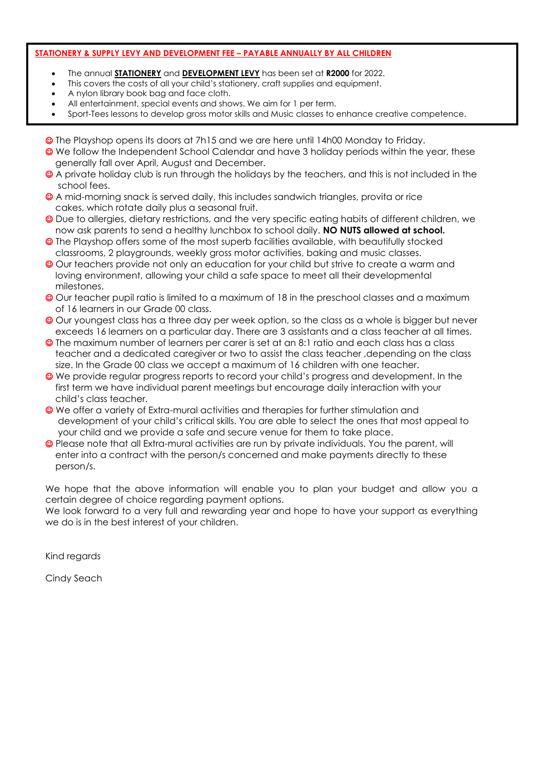**STATIONERY & SUPPLY LEVY AND DEVELOPMENT FEE – PAYABLE ANNUALLY BY ALL CHILDREN**

- The annual **STATIONERY** and **DEVELOPMENT LEVY** has been set at **R2000** for 2022.
- This covers the costs of all your child's stationery, craft supplies and equipment.
- A nylon library book bag and face cloth.
- All entertainment, special events and shows. We aim for 1 per term.
- Sport-Tees lessons to develop gross motor skills and Music classes to enhance creative competence.

- ☺ The Playshop opens its doors at 7h15 and we are here until 14h00 Monday to Friday.
- ☺ We follow the Independent School Calendar and have 3 holiday periods within the year, these generally fall over April, August and December.
- ☺ A private holiday club is run through the holidays by the teachers, and this is not included in the school fees.
- ☺ A mid-morning snack is served daily, this includes sandwich triangles, provita or rice cakes, which rotate daily plus a seasonal fruit.
- ☺ Due to allergies, dietary restrictions, and the very specific eating habits of different children, we now ask parents to send a healthy lunchbox to school daily. **NO NUTS allowed at school.**
- ☺ The Playshop offers some of the most superb facilities available, with beautifully stocked classrooms, 2 playgrounds, weekly gross motor activities, baking and music classes.
- ☺ Our teachers provide not only an education for your child but strive to create a warm and loving environment, allowing your child a safe space to meet all their developmental milestones.
- ☺ Our teacher pupil ratio is limited to a maximum of 18 in the preschool classes and a maximum of 16 learners in our Grade 00 class.
- ☺ Our youngest class has a three day per week option, so the class as a whole is bigger but never exceeds 16 learners on a particular day. There are 3 assistants and a class teacher at all times.
- ☺ The maximum number of learners per carer is set at an 8:1 ratio and each class has a class teacher and a dedicated caregiver or two to assist the class teacher ,depending on the class size. In the Grade 00 class we accept a maximum of 16 children with one teacher.
- ☺ We provide regular progress reports to record your child's progress and development. In the first term we have individual parent meetings but encourage daily interaction with your child's class teacher.
- ☺ We offer a variety of Extra-mural activities and therapies for further stimulation and development of your child's critical skills. You are able to select the ones that most appeal to your child and we provide a safe and secure venue for them to take place.
- ☺ Please note that all Extra-mural activities are run by private individuals. You the parent, will enter into a contract with the person/s concerned and make payments directly to these person/s.

We hope that the above information will enable you to plan your budget and allow you a certain degree of choice regarding payment options.
We look forward to a very full and rewarding year and hope to have your support as everything we do is in the best interest of your children.

Kind regards

Cindy Seach